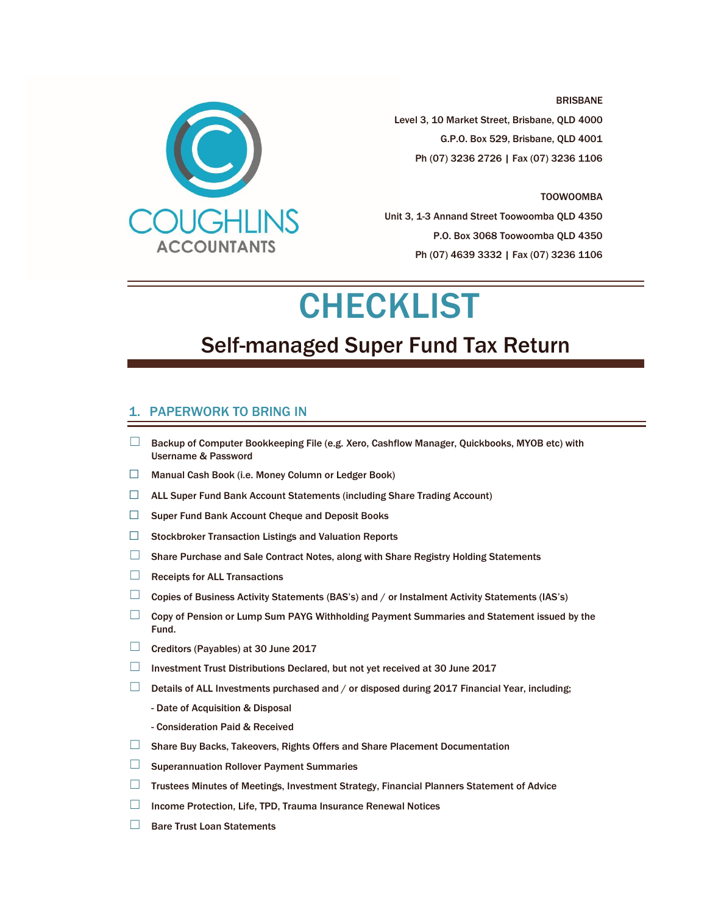COUGHLINS ACCOUNTANTS

BRISBANE

Level 3, 10 Market Street, Brisbane, QLD 4000

G.P.O. Box 529, Brisbane, QLD 4001

Ph (07) 3236 2726 | Fax (07) 3236 1106

TOOWOOMBA

Unit 3, 1-3 Annand Street Toowoomba QLD 4350

P.O. Box 3068 Toowoomba QLD 4350

Ph (07) 4639 3332 | Fax (07) 3236 1106

# CHECKLIST

## Self-managed Super Fund Tax Return

### 1. PAPERWORK TO BRING IN

- ☐ Backup of Computer Bookkeeping File (e.g. Xero, Cashflow Manager, Quickbooks, MYOB etc) with Username & Password
- ☐ Manual Cash Book (i.e. Money Column or Ledger Book)
- ☐ ALL Super Fund Bank Account Statements (including Share Trading Account)
- ☐ Super Fund Bank Account Cheque and Deposit Books
- ☐ Stockbroker Transaction Listings and Valuation Reports
- ☐ Share Purchase and Sale Contract Notes, along with Share Registry Holding Statements
- ☐ Receipts for ALL Transactions
- ☐ Copies of Business Activity Statements (BAS's) and / or Instalment Activity Statements (IAS's)
- ☐ Copy of Pension or Lump Sum PAYG Withholding Payment Summaries and Statement issued by the Fund.
- ☐ Creditors (Payables) at 30 June 2017
- ☐ Investment Trust Distributions Declared, but not yet received at 30 June 2017
- ☐ Details of ALL Investments purchased and / or disposed during 2017 Financial Year, including;
  - Date of Acquisition & Disposal
  - Consideration Paid & Received
- ☐ Share Buy Backs, Takeovers, Rights Offers and Share Placement Documentation
- ☐ Superannuation Rollover Payment Summaries
- ☐ Trustees Minutes of Meetings, Investment Strategy, Financial Planners Statement of Advice
- ☐ Income Protection, Life, TPD, Trauma Insurance Renewal Notices
- ☐ Bare Trust Loan Statements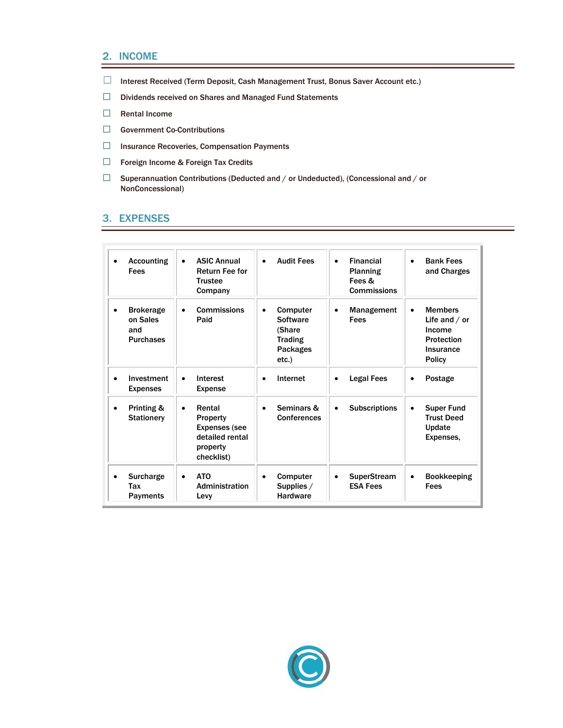## 2. INCOME

- ☐ Interest Received (Term Deposit, Cash Management Trust, Bonus Saver Account etc.)
- ☐ Dividends received on Shares and Managed Fund Statements
- ☐ Rental Income
- ☐ Government Co-Contributions
- ☐ Insurance Recoveries, Compensation Payments
- ☐ Foreign Income & Foreign Tax Credits
- ☐ Superannuation Contributions (Deducted and / or Undeducted), (Concessional and / or NonConcessional)

## 3. EXPENSES

| | | | | |
|---|---|---|---|---|
| • Accounting Fees | • ASIC Annual Return Fee for Trustee Company | • Audit Fees | • Financial Planning Fees & Commissions | • Bank Fees and Charges |
| • Brokerage on Sales and Purchases | • Commissions Paid | • Computer Software (Share Trading Packages etc.) | • Management Fees | • Members Life and / or Income Protection Insurance Policy |
| • Investment Expenses | • Interest Expense | • Internet | • Legal Fees | • Postage |
| • Printing & Stationery | • Rental Property Expenses (see detailed rental property checklist) | • Seminars & Conferences | • Subscriptions | • Super Fund Trust Deed Update Expenses, |
| • Surcharge Tax Payments | • ATO Administration Levy | • Computer Supplies / Hardware | • SuperStream ESA Fees | • Bookkeeping Fees |